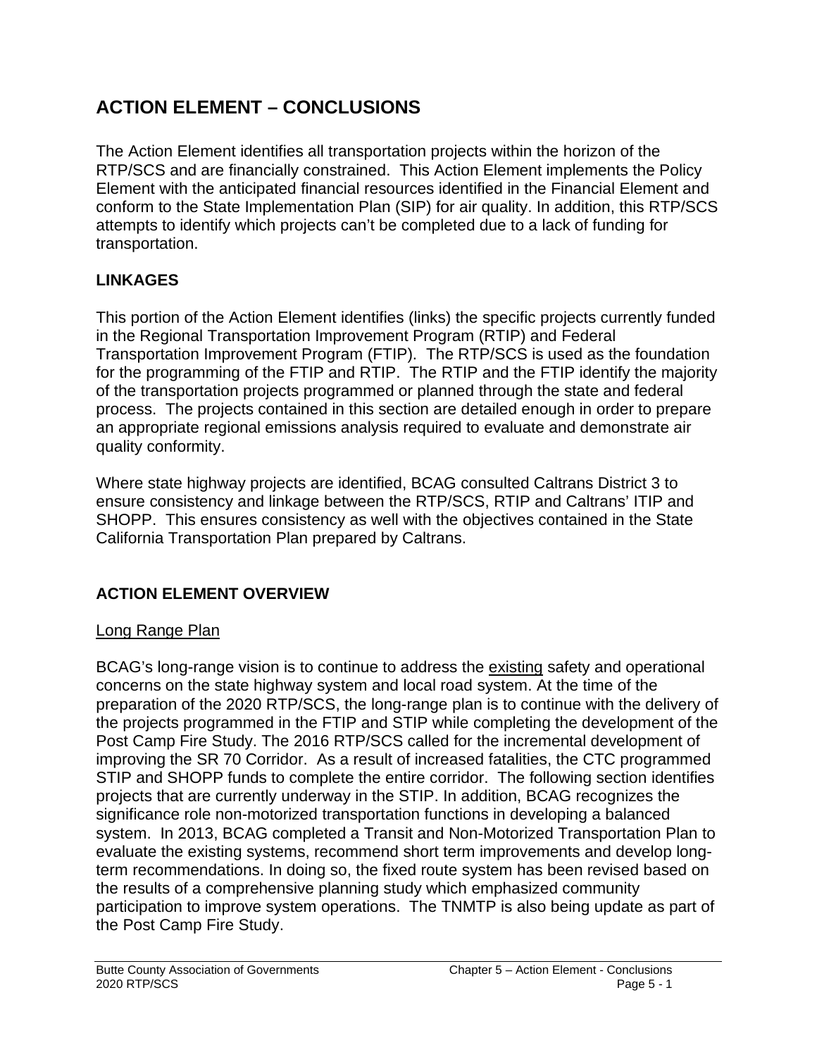# ACTION ELEMENT – CONCLUSIONS

The Action Element identifies all transportation projects within the horizon of the RTP/SCS and are financially constrained. This Action Element implements the Policy Element with the anticipated financial resources identified in the Financial Element and conform to the State Implementation Plan (SIP) for air quality. In addition, this RTP/SCS attempts to identify which projects can't be completed due to a lack of funding for transportation.

## LINKAGES

This portion of the Action Element identifies (links) the specific projects currently funded in the Regional Transportation Improvement Program (RTIP) and Federal Transportation Improvement Program (FTIP). The RTP/SCS is used as the foundation for the programming of the FTIP and RTIP. The RTIP and the FTIP identify the majority of the transportation projects programmed or planned through the state and federal process. The projects contained in this section are detailed enough in order to prepare an appropriate regional emissions analysis required to evaluate and demonstrate air quality conformity.

Where state highway projects are identified, BCAG consulted Caltrans District 3 to ensure consistency and linkage between the RTP/SCS, RTIP and Caltrans' ITIP and SHOPP. This ensures consistency as well with the objectives contained in the State California Transportation Plan prepared by Caltrans.

## ACTION ELEMENT OVERVIEW

### Long Range Plan

BCAG's long-range vision is to continue to address the existing safety and operational concerns on the state highway system and local road system. At the time of the preparation of the 2020 RTP/SCS, the long-range plan is to continue with the delivery of the projects programmed in the FTIP and STIP while completing the development of the Post Camp Fire Study. The 2016 RTP/SCS called for the incremental development of improving the SR 70 Corridor. As a result of increased fatalities, the CTC programmed STIP and SHOPP funds to complete the entire corridor. The following section identifies projects that are currently underway in the STIP. In addition, BCAG recognizes the significance role non-motorized transportation functions in developing a balanced system. In 2013, BCAG completed a Transit and Non-Motorized Transportation Plan to evaluate the existing systems, recommend short term improvements and develop long-term recommendations. In doing so, the fixed route system has been revised based on the results of a comprehensive planning study which emphasized community participation to improve system operations. The TNMTP is also being update as part of the Post Camp Fire Study.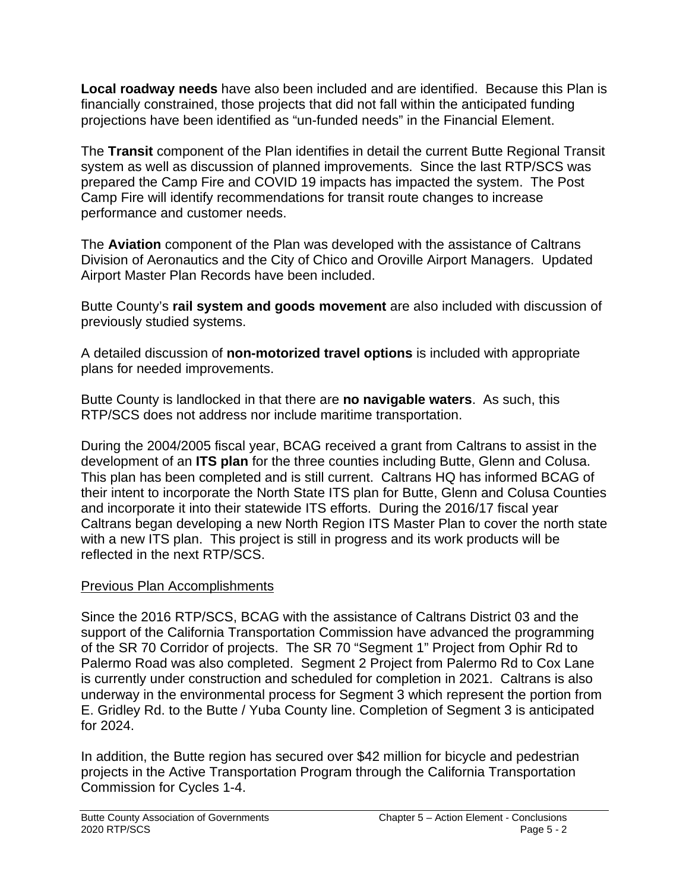**Local roadway needs** have also been included and are identified. Because this Plan is financially constrained, those projects that did not fall within the anticipated funding projections have been identified as "un-funded needs" in the Financial Element.

The **Transit** component of the Plan identifies in detail the current Butte Regional Transit system as well as discussion of planned improvements. Since the last RTP/SCS was prepared the Camp Fire and COVID 19 impacts has impacted the system. The Post Camp Fire will identify recommendations for transit route changes to increase performance and customer needs.

The **Aviation** component of the Plan was developed with the assistance of Caltrans Division of Aeronautics and the City of Chico and Oroville Airport Managers. Updated Airport Master Plan Records have been included.

Butte County's **rail system and goods movement** are also included with discussion of previously studied systems.

A detailed discussion of **non-motorized travel options** is included with appropriate plans for needed improvements.

Butte County is landlocked in that there are **no navigable waters**. As such, this RTP/SCS does not address nor include maritime transportation.

During the 2004/2005 fiscal year, BCAG received a grant from Caltrans to assist in the development of an **ITS plan** for the three counties including Butte, Glenn and Colusa. This plan has been completed and is still current. Caltrans HQ has informed BCAG of their intent to incorporate the North State ITS plan for Butte, Glenn and Colusa Counties and incorporate it into their statewide ITS efforts. During the 2016/17 fiscal year Caltrans began developing a new North Region ITS Master Plan to cover the north state with a new ITS plan. This project is still in progress and its work products will be reflected in the next RTP/SCS.

<u>Previous Plan Accomplishments</u>

Since the 2016 RTP/SCS, BCAG with the assistance of Caltrans District 03 and the support of the California Transportation Commission have advanced the programming of the SR 70 Corridor of projects. The SR 70 "Segment 1" Project from Ophir Rd to Palermo Road was also completed. Segment 2 Project from Palermo Rd to Cox Lane is currently under construction and scheduled for completion in 2021. Caltrans is also underway in the environmental process for Segment 3 which represent the portion from E. Gridley Rd. to the Butte / Yuba County line. Completion of Segment 3 is anticipated for 2024.

In addition, the Butte region has secured over $42 million for bicycle and pedestrian projects in the Active Transportation Program through the California Transportation Commission for Cycles 1-4.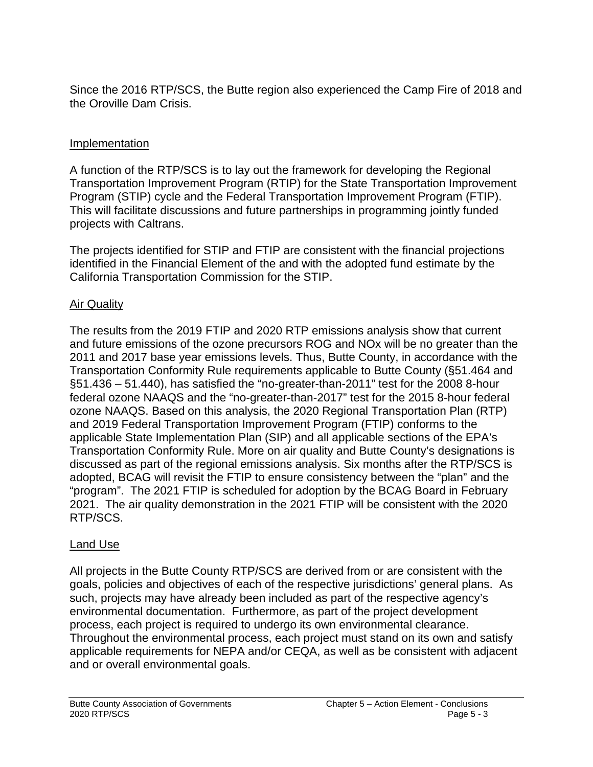Since the 2016 RTP/SCS, the Butte region also experienced the Camp Fire of 2018 and the Oroville Dam Crisis.

## Implementation

A function of the RTP/SCS is to lay out the framework for developing the Regional Transportation Improvement Program (RTIP) for the State Transportation Improvement Program (STIP) cycle and the Federal Transportation Improvement Program (FTIP). This will facilitate discussions and future partnerships in programming jointly funded projects with Caltrans.

The projects identified for STIP and FTIP are consistent with the financial projections identified in the Financial Element of the and with the adopted fund estimate by the California Transportation Commission for the STIP.

## Air Quality

The results from the 2019 FTIP and 2020 RTP emissions analysis show that current and future emissions of the ozone precursors ROG and NOx will be no greater than the 2011 and 2017 base year emissions levels. Thus, Butte County, in accordance with the Transportation Conformity Rule requirements applicable to Butte County (§51.464 and §51.436 – 51.440), has satisfied the "no-greater-than-2011" test for the 2008 8-hour federal ozone NAAQS and the "no-greater-than-2017" test for the 2015 8-hour federal ozone NAAQS. Based on this analysis, the 2020 Regional Transportation Plan (RTP) and 2019 Federal Transportation Improvement Program (FTIP) conforms to the applicable State Implementation Plan (SIP) and all applicable sections of the EPA's Transportation Conformity Rule. More on air quality and Butte County's designations is discussed as part of the regional emissions analysis. Six months after the RTP/SCS is adopted, BCAG will revisit the FTIP to ensure consistency between the "plan" and the "program". The 2021 FTIP is scheduled for adoption by the BCAG Board in February 2021. The air quality demonstration in the 2021 FTIP will be consistent with the 2020 RTP/SCS.

## Land Use

All projects in the Butte County RTP/SCS are derived from or are consistent with the goals, policies and objectives of each of the respective jurisdictions' general plans. As such, projects may have already been included as part of the respective agency's environmental documentation. Furthermore, as part of the project development process, each project is required to undergo its own environmental clearance. Throughout the environmental process, each project must stand on its own and satisfy applicable requirements for NEPA and/or CEQA, as well as be consistent with adjacent and or overall environmental goals.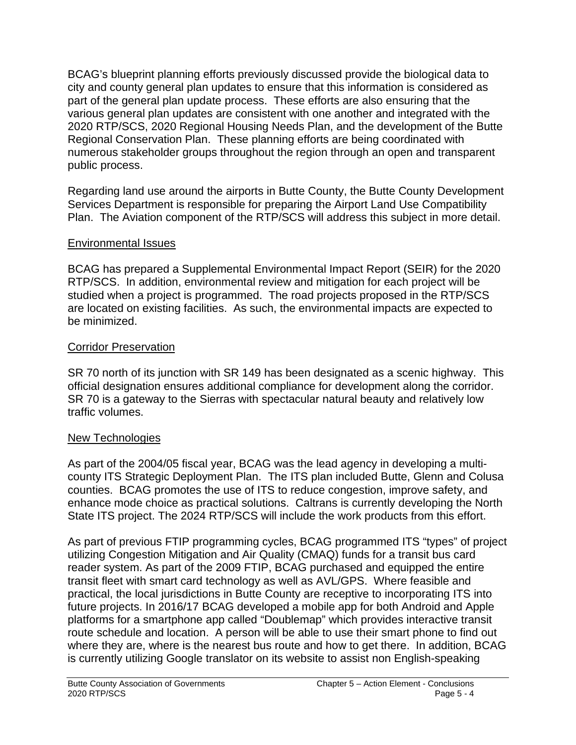BCAG's blueprint planning efforts previously discussed provide the biological data to city and county general plan updates to ensure that this information is considered as part of the general plan update process. These efforts are also ensuring that the various general plan updates are consistent with one another and integrated with the 2020 RTP/SCS, 2020 Regional Housing Needs Plan, and the development of the Butte Regional Conservation Plan. These planning efforts are being coordinated with numerous stakeholder groups throughout the region through an open and transparent public process.

Regarding land use around the airports in Butte County, the Butte County Development Services Department is responsible for preparing the Airport Land Use Compatibility Plan. The Aviation component of the RTP/SCS will address this subject in more detail.

## Environmental Issues

BCAG has prepared a Supplemental Environmental Impact Report (SEIR) for the 2020 RTP/SCS. In addition, environmental review and mitigation for each project will be studied when a project is programmed. The road projects proposed in the RTP/SCS are located on existing facilities. As such, the environmental impacts are expected to be minimized.

## Corridor Preservation

SR 70 north of its junction with SR 149 has been designated as a scenic highway. This official designation ensures additional compliance for development along the corridor. SR 70 is a gateway to the Sierras with spectacular natural beauty and relatively low traffic volumes.

## New Technologies

As part of the 2004/05 fiscal year, BCAG was the lead agency in developing a multi-county ITS Strategic Deployment Plan. The ITS plan included Butte, Glenn and Colusa counties. BCAG promotes the use of ITS to reduce congestion, improve safety, and enhance mode choice as practical solutions. Caltrans is currently developing the North State ITS project. The 2024 RTP/SCS will include the work products from this effort.

As part of previous FTIP programming cycles, BCAG programmed ITS "types" of project utilizing Congestion Mitigation and Air Quality (CMAQ) funds for a transit bus card reader system. As part of the 2009 FTIP, BCAG purchased and equipped the entire transit fleet with smart card technology as well as AVL/GPS. Where feasible and practical, the local jurisdictions in Butte County are receptive to incorporating ITS into future projects. In 2016/17 BCAG developed a mobile app for both Android and Apple platforms for a smartphone app called "Doublemap" which provides interactive transit route schedule and location. A person will be able to use their smart phone to find out where they are, where is the nearest bus route and how to get there. In addition, BCAG is currently utilizing Google translator on its website to assist non English-speaking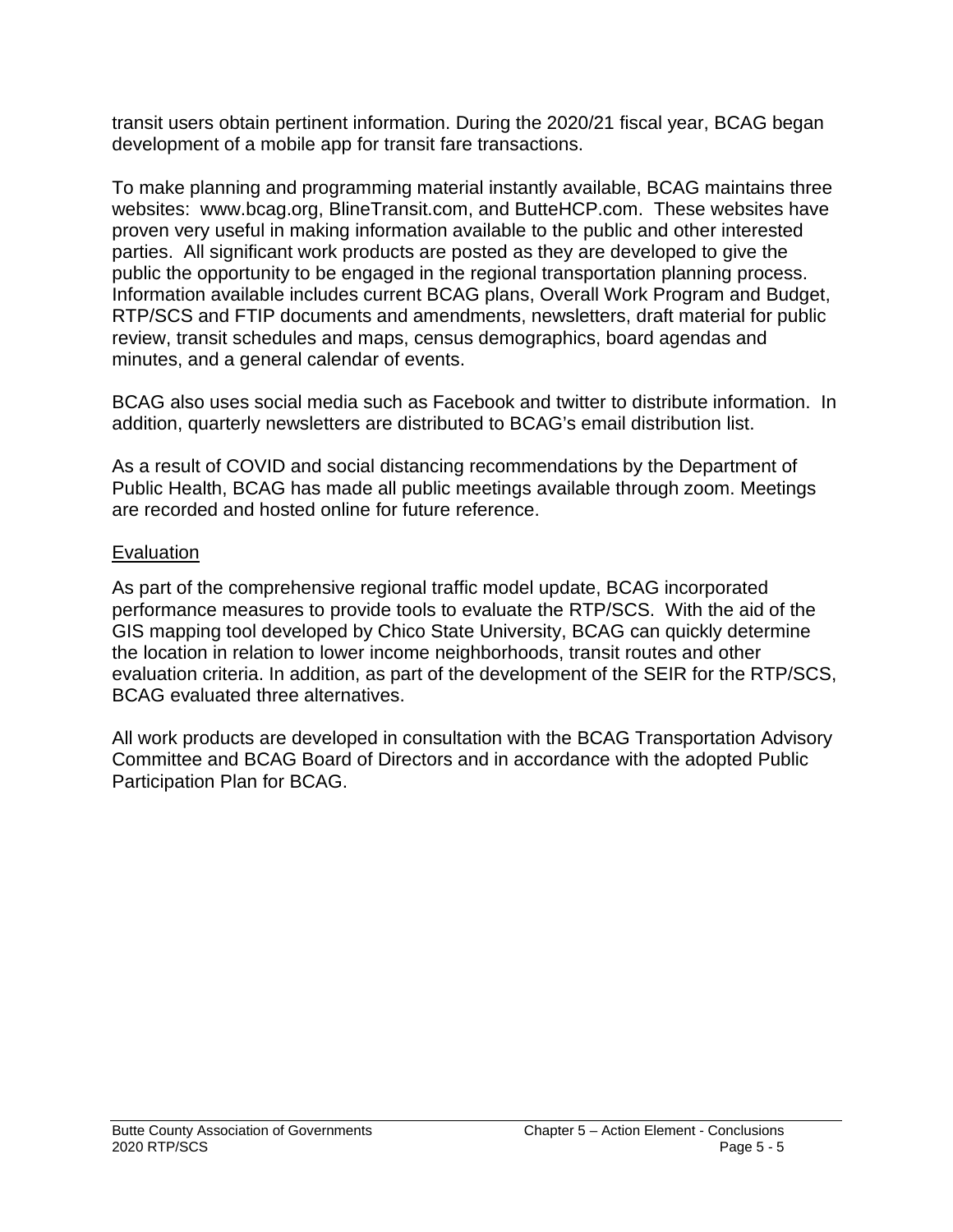transit users obtain pertinent information. During the 2020/21 fiscal year, BCAG began development of a mobile app for transit fare transactions.

To make planning and programming material instantly available, BCAG maintains three websites: www.bcag.org, BlineTransit.com, and ButteHCP.com. These websites have proven very useful in making information available to the public and other interested parties. All significant work products are posted as they are developed to give the public the opportunity to be engaged in the regional transportation planning process. Information available includes current BCAG plans, Overall Work Program and Budget, RTP/SCS and FTIP documents and amendments, newsletters, draft material for public review, transit schedules and maps, census demographics, board agendas and minutes, and a general calendar of events.

BCAG also uses social media such as Facebook and twitter to distribute information. In addition, quarterly newsletters are distributed to BCAG's email distribution list.

As a result of COVID and social distancing recommendations by the Department of Public Health, BCAG has made all public meetings available through zoom. Meetings are recorded and hosted online for future reference.

Evaluation

As part of the comprehensive regional traffic model update, BCAG incorporated performance measures to provide tools to evaluate the RTP/SCS. With the aid of the GIS mapping tool developed by Chico State University, BCAG can quickly determine the location in relation to lower income neighborhoods, transit routes and other evaluation criteria. In addition, as part of the development of the SEIR for the RTP/SCS, BCAG evaluated three alternatives.

All work products are developed in consultation with the BCAG Transportation Advisory Committee and BCAG Board of Directors and in accordance with the adopted Public Participation Plan for BCAG.